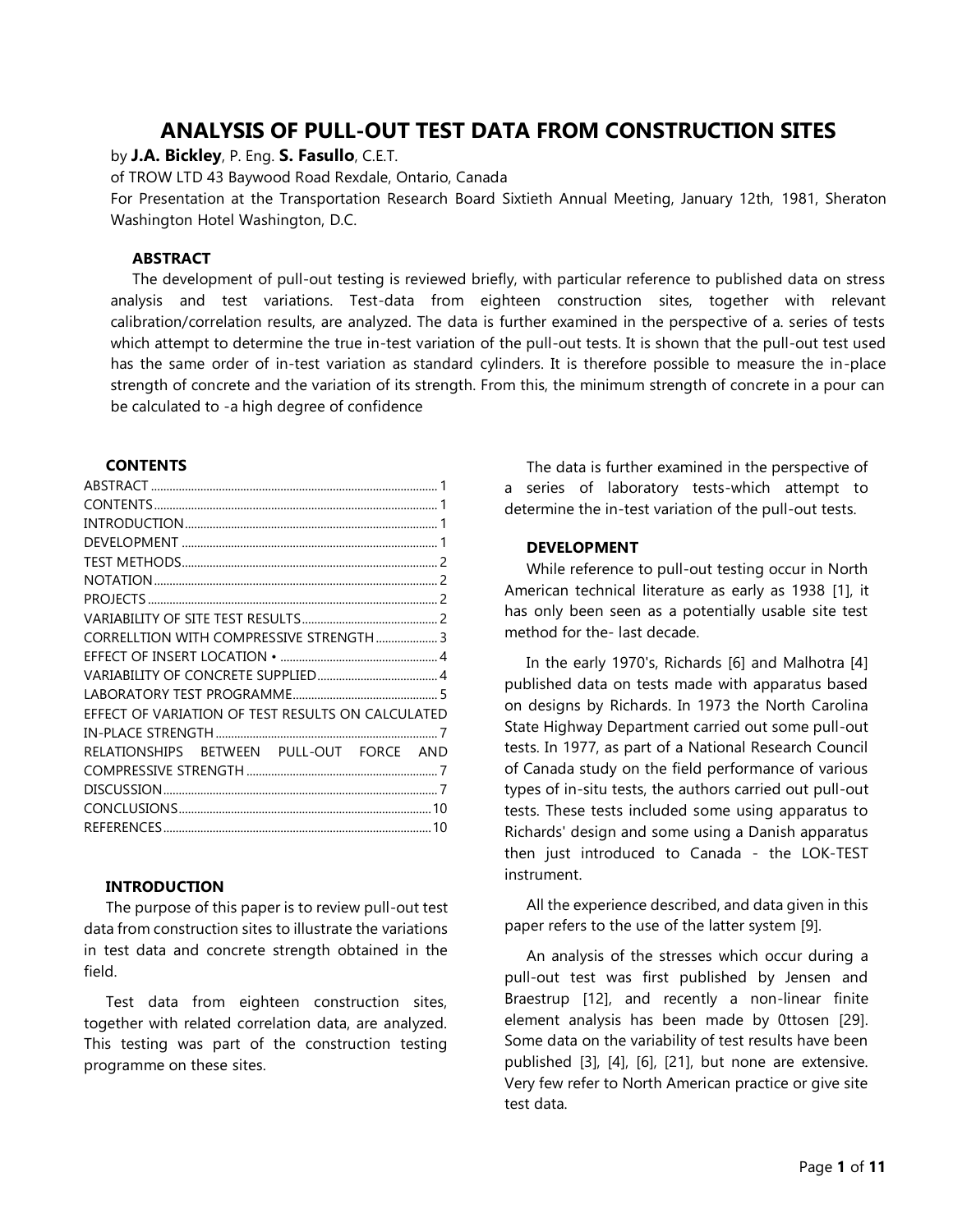# ANALYSIS OF PULL-OUT TEST DATA FROM CONSTRUCTION SITES

by **J.A. Bickley**, P. Eng. **S. Fasullo**, C.E.T.

of TROW LTD 43 Baywood Road Rexdale, Ontario, Canada

For Presentation at the Transportation Research Board Sixtieth Annual Meeting, January 12th, 1981, Sheraton Washington Hotel Washington, D.C.

### ABSTRACT

The development of pull-out testing is reviewed briefly, with particular reference to published data on stress analysis and test variations. Test-data from eighteen construction sites, together with relevant calibration/correlation results, are analyzed. The data is further examined in the perspective of a. series of tests which attempt to determine the true in-test variation of the pull-out tests. It is shown that the pull-out test used has the same order of in-test variation as standard cylinders. It is therefore possible to measure the in-place strength of concrete and the variation of its strength. From this, the minimum strength of concrete in a pour can be calculated to -a high degree of confidence

### CONTENTS

ABSTRACT ..... 1
CONTENTS ..... 1
INTRODUCTION ..... 1
DEVELOPMENT ..... 1
TEST METHODS ..... 2
NOTATION ..... 2
PROJECTS ..... 2
VARIABILITY OF SITE TEST RESULTS ..... 2
CORRELLTION WITH COMPRESSIVE STRENGTH ..... 3
EFFECT OF INSERT LOCATION • ..... 4
VARIABILITY OF CONCRETE SUPPLIED ..... 4
LABORATORY TEST PROGRAMME ..... 5
EFFECT OF VARIATION OF TEST RESULTS ON CALCULATED IN-PLACE STRENGTH ..... 7
RELATIONSHIPS BETWEEN PULL-OUT FORCE AND COMPRESSIVE STRENGTH ..... 7
DISCUSSION ..... 7
CONCLUSIONS ..... 10
REFERENCES ..... 10

### INTRODUCTION

The purpose of this paper is to review pull-out test data from construction sites to illustrate the variations in test data and concrete strength obtained in the field.

Test data from eighteen construction sites, together with related correlation data, are analyzed. This testing was part of the construction testing programme on these sites.

The data is further examined in the perspective of a series of laboratory tests-which attempt to determine the in-test variation of the pull-out tests.

### DEVELOPMENT

While reference to pull-out testing occur in North American technical literature as early as 1938 [1], it has only been seen as a potentially usable site test method for the- last decade.

In the early 1970's, Richards [6] and Malhotra [4] published data on tests made with apparatus based on designs by Richards. In 1973 the North Carolina State Highway Department carried out some pull-out tests. In 1977, as part of a National Research Council of Canada study on the field performance of various types of in-situ tests, the authors carried out pull-out tests. These tests included some using apparatus to Richards' design and some using a Danish apparatus then just introduced to Canada - the LOK-TEST instrument.

All the experience described, and data given in this paper refers to the use of the latter system [9].

An analysis of the stresses which occur during a pull-out test was first published by Jensen and Braestrup [12], and recently a non-linear finite element analysis has been made by 0ttosen [29]. Some data on the variability of test results have been published [3], [4], [6], [21], but none are extensive. Very few refer to North American practice or give site test data.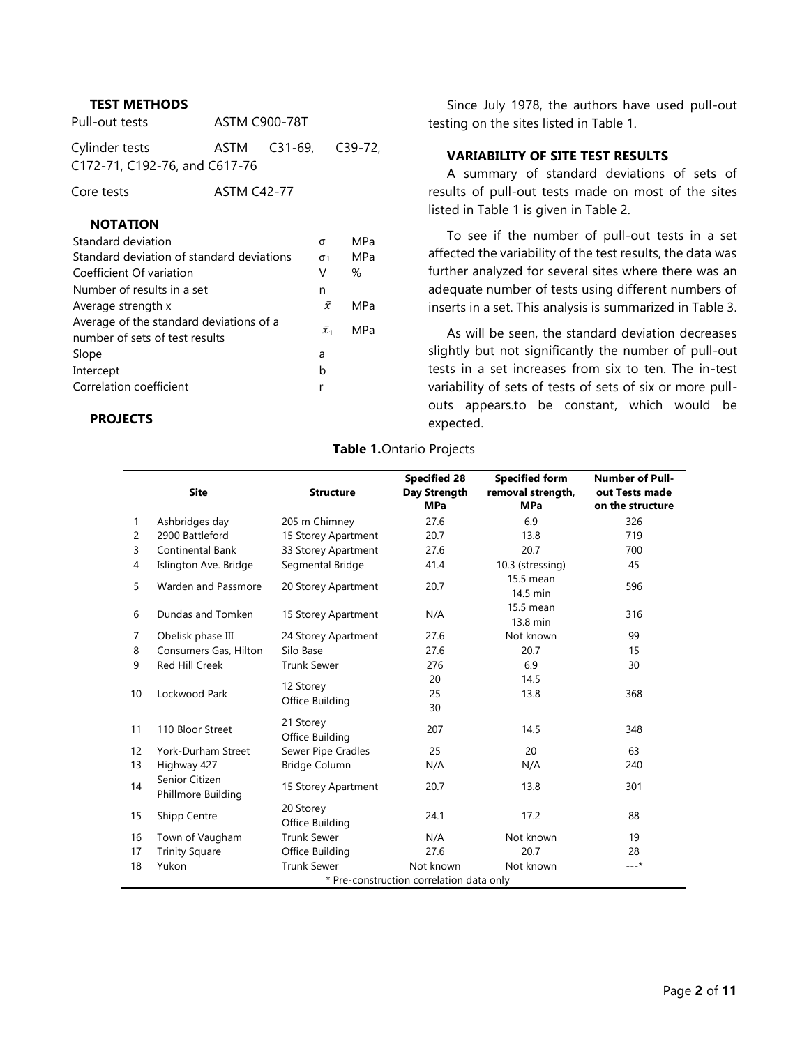### TEST METHODS

| | |
|---|---|
| Pull-out tests | ASTM C900-78T |
| Cylinder tests | ASTM C31-69, C39-72, C172-71, C192-76, and C617-76 |
| Core tests | ASTM C42-77 |

### NOTATION

| | | |
|---|---|---|
| Standard deviation | $\sigma$ | MPa |
| Standard deviation of standard deviations | $\sigma_1$ | MPa |
| Coefficient Of variation | V | % |
| Number of results in a set | n | |
| Average strength x | $\bar{x}$ | MPa |
| Average of the standard deviations of a number of sets of test results | $\bar{x}_1$ | MPa |
| Slope | a | |
| Intercept | b | |
| Correlation coefficient | r | |

### PROJECTS

Since July 1978, the authors have used pull-out testing on the sites listed in Table 1.

### VARIABILITY OF SITE TEST RESULTS

A summary of standard deviations of sets of results of pull-out tests made on most of the sites listed in Table 1 is given in Table 2.

To see if the number of pull-out tests in a set affected the variability of the test results, the data was further analyzed for several sites where there was an adequate number of tests using different numbers of inserts in a set. This analysis is summarized in Table 3.

As will be seen, the standard deviation decreases slightly but not significantly the number of pull-out tests in a set increases from six to ten. The in-test variability of sets of tests of sets of six or more pull-outs appears.to be constant, which would be expected.

**Table 1.** Ontario Projects

| | Site | Structure | Specified 28 Day Strength MPa | Specified form removal strength, MPa | Number of Pull-out Tests made on the structure |
|---|---|---|---|---|---|
| 1 | Ashbridges day | 205 m Chimney | 27.6 | 6.9 | 326 |
| 2 | 2900 Battleford | 15 Storey Apartment | 20.7 | 13.8 | 719 |
| 3 | Continental Bank | 33 Storey Apartment | 27.6 | 20.7 | 700 |
| 4 | Islington Ave. Bridge | Segmental Bridge | 41.4 | 10.3 (stressing) | 45 |
| 5 | Warden and Passmore | 20 Storey Apartment | 20.7 | 15.5 mean<br>14.5 min | 596 |
| 6 | Dundas and Tomken | 15 Storey Apartment | N/A | 15.5 mean<br>13.8 min | 316 |
| 7 | Obelisk phase III | 24 Storey Apartment | 27.6 | Not known | 99 |
| 8 | Consumers Gas, Hilton | Silo Base | 27.6 | 20.7 | 15 |
| 9 | Red Hill Creek | Trunk Sewer | 276 | 6.9 | 30 |
| 10 | Lockwood Park | 12 Storey Office Building | 20<br>25<br>30 | 14.5<br>13.8 | 368 |
| 11 | 110 Bloor Street | 21 Storey Office Building | 207 | 14.5 | 348 |
| 12 | York-Durham Street | Sewer Pipe Cradles | 25 | 20 | 63 |
| 13 | Highway 427 | Bridge Column | N/A | N/A | 240 |
| 14 | Senior Citizen Phillmore Building | 15 Storey Apartment | 20.7 | 13.8 | 301 |
| 15 | Shipp Centre | 20 Storey Office Building | 24.1 | 17.2 | 88 |
| 16 | Town of Vaugham | Trunk Sewer | N/A | Not known | 19 |
| 17 | Trinity Square | Office Building | 27.6 | 20.7 | 28 |
| 18 | Yukon | Trunk Sewer | Not known | Not known | ---* |

\* Pre-construction correlation data only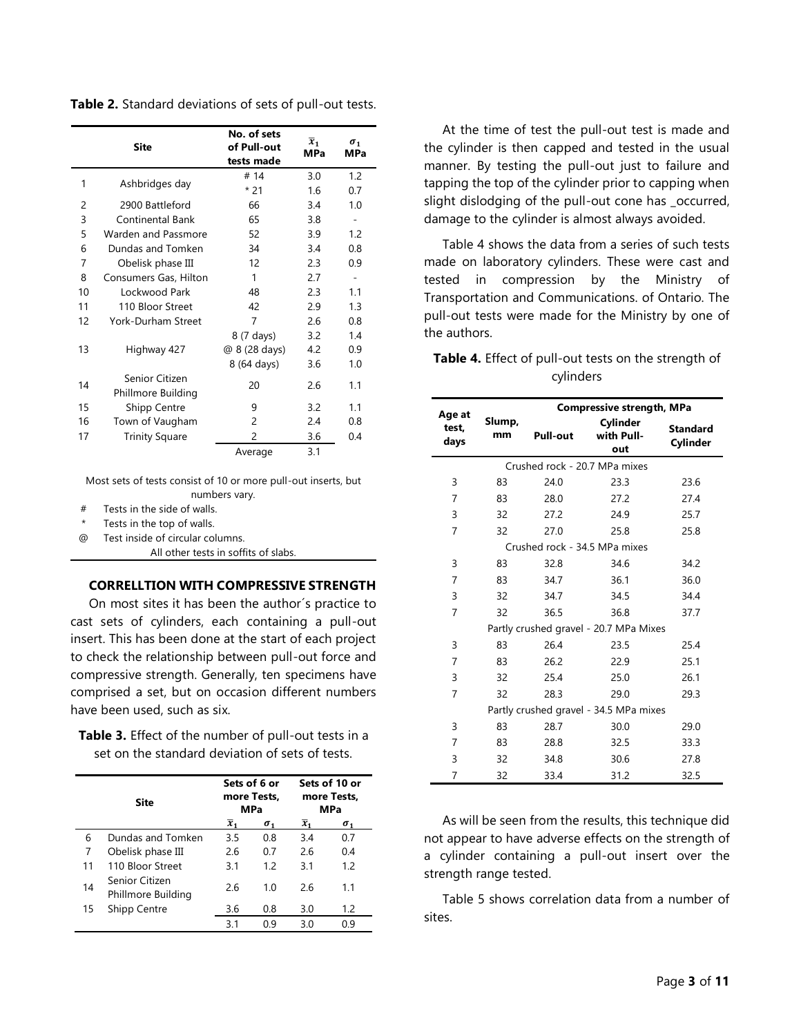**Table 2.** Standard deviations of sets of pull-out tests.

| | Site | No. of sets of Pull-out tests made | $\bar{x}_1$ MPa | $\sigma_1$ MPa |
|---|---|---|---|---|
| 1 | Ashbridges day | # 14 | 3.0 | 1.2 |
| | | * 21 | 1.6 | 0.7 |
| 2 | 2900 Battleford | 66 | 3.4 | 1.0 |
| 3 | Continental Bank | 65 | 3.8 | - |
| 5 | Warden and Passmore | 52 | 3.9 | 1.2 |
| 6 | Dundas and Tomken | 34 | 3.4 | 0.8 |
| 7 | Obelisk phase III | 12 | 2.3 | 0.9 |
| 8 | Consumers Gas, Hilton | 1 | 2.7 | - |
| 10 | Lockwood Park | 48 | 2.3 | 1.1 |
| 11 | 110 Bloor Street | 42 | 2.9 | 1.3 |
| 12 | York-Durham Street | 7 | 2.6 | 0.8 |
| 13 | Highway 427 | 8 (7 days) | 3.2 | 1.4 |
| | | @ 8 (28 days) | 4.2 | 0.9 |
| | | 8 (64 days) | 3.6 | 1.0 |
| 14 | Senior Citizen Phillmore Building | 20 | 2.6 | 1.1 |
| 15 | Shipp Centre | 9 | 3.2 | 1.1 |
| 16 | Town of Vaugham | 2 | 2.4 | 0.8 |
| 17 | Trinity Square | 2 | 3.6 | 0.4 |
| | | Average | 3.1 | |

Most sets of tests consist of 10 or more pull-out inserts, but numbers vary.

\# Tests in the side of walls.

\* Tests in the top of walls.

@ Test inside of circular columns.

All other tests in soffits of slabs.

### CORRELLTION WITH COMPRESSIVE STRENGTH

On most sites it has been the author´s practice to cast sets of cylinders, each containing a pull-out insert. This has been done at the start of each project to check the relationship between pull-out force and compressive strength. Generally, ten specimens have comprised a set, but on occasion different numbers have been used, such as six.

**Table 3.** Effect of the number of pull-out tests in a set on the standard deviation of sets of tests.

| | Site | Sets of 6 or more Tests, MPa | | Sets of 10 or more Tests, MPa | |
|---|---|---|---|---|---|
| | | $\bar{x}_1$ | $\sigma_1$ | $\bar{x}_1$ | $\sigma_1$ |
| 6 | Dundas and Tomken | 3.5 | 0.8 | 3.4 | 0.7 |
| 7 | Obelisk phase III | 2.6 | 0.7 | 2.6 | 0.4 |
| 11 | 110 Bloor Street | 3.1 | 1.2 | 3.1 | 1.2 |
| 14 | Senior Citizen Phillmore Building | 2.6 | 1.0 | 2.6 | 1.1 |
| 15 | Shipp Centre | 3.6 | 0.8 | 3.0 | 1.2 |
| | | 3.1 | 0.9 | 3.0 | 0.9 |

At the time of test the pull-out test is made and the cylinder is then capped and tested in the usual manner. By testing the pull-out just to failure and tapping the top of the cylinder prior to capping when slight dislodging of the pull-out cone has _occurred, damage to the cylinder is almost always avoided.

Table 4 shows the data from a series of such tests made on laboratory cylinders. These were cast and tested in compression by the Ministry of Transportation and Communications. of Ontario. The pull-out tests were made for the Ministry by one of the authors.

**Table 4.** Effect of pull-out tests on the strength of cylinders

| Age at test, days | Slump, mm | Compressive strength, MPa | | |
|---|---|---|---|---|
| | | Pull-out | Cylinder with Pull-out | Standard Cylinder |
| Crushed rock - 20.7 MPa mixes | | | | |
| 3 | 83 | 24.0 | 23.3 | 23.6 |
| 7 | 83 | 28.0 | 27.2 | 27.4 |
| 3 | 32 | 27.2 | 24.9 | 25.7 |
| 7 | 32 | 27.0 | 25.8 | 25.8 |
| Crushed rock - 34.5 MPa mixes | | | | |
| 3 | 83 | 32.8 | 34.6 | 34.2 |
| 7 | 83 | 34.7 | 36.1 | 36.0 |
| 3 | 32 | 34.7 | 34.5 | 34.4 |
| 7 | 32 | 36.5 | 36.8 | 37.7 |
| Partly crushed gravel - 20.7 MPa Mixes | | | | |
| 3 | 83 | 26.4 | 23.5 | 25.4 |
| 7 | 83 | 26.2 | 22.9 | 25.1 |
| 3 | 32 | 25.4 | 25.0 | 26.1 |
| 7 | 32 | 28.3 | 29.0 | 29.3 |
| Partly crushed gravel - 34.5 MPa mixes | | | | |
| 3 | 83 | 28.7 | 30.0 | 29.0 |
| 7 | 83 | 28.8 | 32.5 | 33.3 |
| 3 | 32 | 34.8 | 30.6 | 27.8 |
| 7 | 32 | 33.4 | 31.2 | 32.5 |

As will be seen from the results, this technique did not appear to have adverse effects on the strength of a cylinder containing a pull-out insert over the strength range tested.

Table 5 shows correlation data from a number of sites.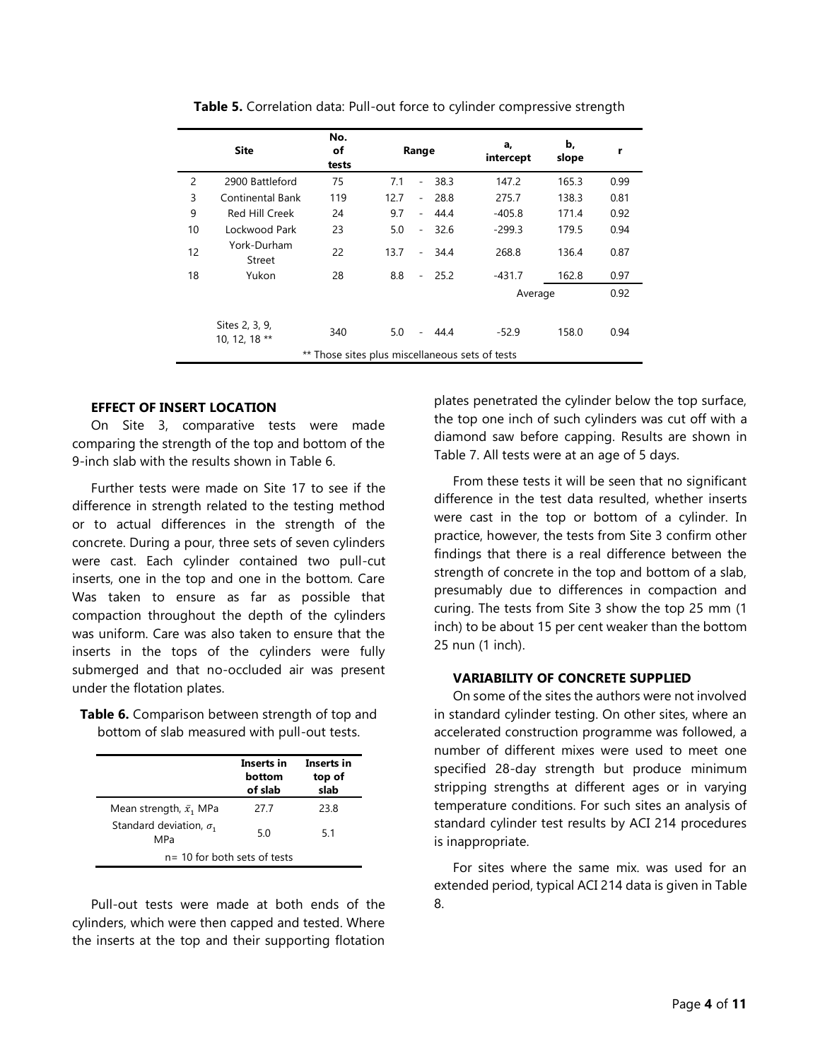**Table 5.** Correlation data: Pull-out force to cylinder compressive strength

| | Site | No. of tests | Range | a, intercept | b, slope | r |
|---|---|---|---|---|---|---|
| 2 | 2900 Battleford | 75 | 7.1 - 38.3 | 147.2 | 165.3 | 0.99 |
| 3 | Continental Bank | 119 | 12.7 - 28.8 | 275.7 | 138.3 | 0.81 |
| 9 | Red Hill Creek | 24 | 9.7 - 44.4 | -405.8 | 171.4 | 0.92 |
| 10 | Lockwood Park | 23 | 5.0 - 32.6 | -299.3 | 179.5 | 0.94 |
| 12 | York-Durham Street | 22 | 13.7 - 34.4 | 268.8 | 136.4 | 0.87 |
| 18 | Yukon | 28 | 8.8 - 25.2 | -431.7 | 162.8 | 0.97 |
| | | | | Average | | 0.92 |
| | Sites 2, 3, 9, 10, 12, 18 ** | 340 | 5.0 - 44.4 | -52.9 | 158.0 | 0.94 |

** Those sites plus miscellaneous sets of tests

### EFFECT OF INSERT LOCATION

On Site 3, comparative tests were made comparing the strength of the top and bottom of the 9-inch slab with the results shown in Table 6.

Further tests were made on Site 17 to see if the difference in strength related to the testing method or to actual differences in the strength of the concrete. During a pour, three sets of seven cylinders were cast. Each cylinder contained two pull-cut inserts, one in the top and one in the bottom. Care Was taken to ensure as far as possible that compaction throughout the depth of the cylinders was uniform. Care was also taken to ensure that the inserts in the tops of the cylinders were fully submerged and that no-occluded air was present under the flotation plates.

**Table 6.** Comparison between strength of top and bottom of slab measured with pull-out tests.

| | Inserts in bottom of slab | Inserts in top of slab |
|---|---|---|
| Mean strength, $\bar{x}_1$ MPa | 27.7 | 23.8 |
| Standard deviation, $\sigma_1$ MPa | 5.0 | 5.1 |

n= 10 for both sets of tests

Pull-out tests were made at both ends of the cylinders, which were then capped and tested. Where the inserts at the top and their supporting flotation plates penetrated the cylinder below the top surface, the top one inch of such cylinders was cut off with a diamond saw before capping. Results are shown in Table 7. All tests were at an age of 5 days.

From these tests it will be seen that no significant difference in the test data resulted, whether inserts were cast in the top or bottom of a cylinder. In practice, however, the tests from Site 3 confirm other findings that there is a real difference between the strength of concrete in the top and bottom of a slab, presumably due to differences in compaction and curing. The tests from Site 3 show the top 25 mm (1 inch) to be about 15 per cent weaker than the bottom 25 nun (1 inch).

### VARIABILITY OF CONCRETE SUPPLIED

On some of the sites the authors were not involved in standard cylinder testing. On other sites, where an accelerated construction programme was followed, a number of different mixes were used to meet one specified 28-day strength but produce minimum stripping strengths at different ages or in varying temperature conditions. For such sites an analysis of standard cylinder test results by ACI 214 procedures is inappropriate.

For sites where the same mix. was used for an extended period, typical ACI 214 data is given in Table 8.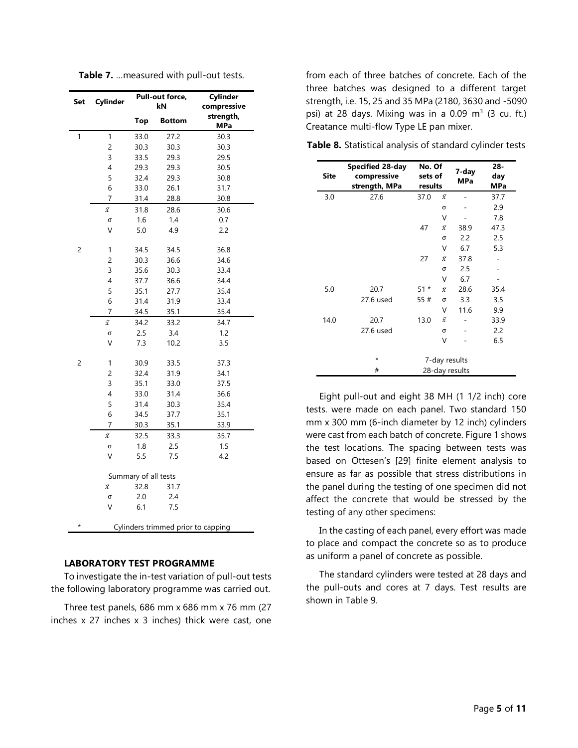**Table 7.** ...measured with pull-out tests.

| Set | Cylinder | Pull-out force, kN | | Cylinder compressive strength, MPa |
|---|---|---|---|---|
| | | Top | Bottom | |
| 1 | 1 | 33.0 | 27.2 | 30.3 |
| | 2 | 30.3 | 30.3 | 30.3 |
| | 3 | 33.5 | 29.3 | 29.5 |
| | 4 | 29.3 | 29.3 | 30.5 |
| | 5 | 32.4 | 29.3 | 30.8 |
| | 6 | 33.0 | 26.1 | 31.7 |
| | 7 | 31.4 | 28.8 | 30.8 |
| | $\bar{x}$ | 31.8 | 28.6 | 30.6 |
| | σ | 1.6 | 1.4 | 0.7 |
| | V | 5.0 | 4.9 | 2.2 |
| 2 | 1 | 34.5 | 34.5 | 36.8 |
| | 2 | 30.3 | 36.6 | 34.6 |
| | 3 | 35.6 | 30.3 | 33.4 |
| | 4 | 37.7 | 36.6 | 34.4 |
| | 5 | 35.1 | 27.7 | 35.4 |
| | 6 | 31.4 | 31.9 | 33.4 |
| | 7 | 34.5 | 35.1 | 35.4 |
| | $\bar{x}$ | 34.2 | 33.2 | 34.7 |
| | σ | 2.5 | 3.4 | 1.2 |
| | V | 7.3 | 10.2 | 3.5 |
| 2 | 1 | 30.9 | 33.5 | 37.3 |
| | 2 | 32.4 | 31.9 | 34.1 |
| | 3 | 35.1 | 33.0 | 37.5 |
| | 4 | 33.0 | 31.4 | 36.6 |
| | 5 | 31.4 | 30.3 | 35.4 |
| | 6 | 34.5 | 37.7 | 35.1 |
| | 7 | 30.3 | 35.1 | 33.9 |
| | $\bar{x}$ | 32.5 | 33.3 | 35.7 |
| | σ | 1.8 | 2.5 | 1.5 |
| | V | 5.5 | 7.5 | 4.2 |
| | Summary of all tests | | | |
| | $\bar{x}$ | 32.8 | 31.7 | |
| | σ | 2.0 | 2.4 | |
| | V | 6.1 | 7.5 | |
| * | Cylinders trimmed prior to capping | | | |

### LABORATORY TEST PROGRAMME

To investigate the in-test variation of pull-out tests the following laboratory programme was carried out.

Three test panels, 686 mm x 686 mm x 76 mm (27 inches x 27 inches x 3 inches) thick were cast, one from each of three batches of concrete. Each of the three batches was designed to a different target strength, i.e. 15, 25 and 35 MPa (2180, 3630 and -5090 psi) at 28 days. Mixing was in a 0.09 $m^3$ (3 cu. ft.) Creatance multi-flow Type LE pan mixer.

**Table 8.** Statistical analysis of standard cylinder tests

| Site | Specified 28-day compressive strength, MPa | No. Of sets of results | | 7-day MPa | 28-day MPa |
|---|---|---|---|---|---|
| 3.0 | 27.6 | 37.0 | $\bar{x}$ | - | 37.7 |
| | | | σ | - | 2.9 |
| | | | V | - | 7.8 |
| | | 47 | $\bar{x}$ | 38.9 | 47.3 |
| | | | σ | 2.2 | 2.5 |
| | | | V | 6.7 | 5.3 |
| | | 27 | $\bar{x}$ | 37.8 | - |
| | | | σ | 2.5 | - |
| | | | V | 6.7 | - |
| 5.0 | 20.7 | 51 * | $\bar{x}$ | 28.6 | 35.4 |
| | 27.6 used | 55 # | σ | 3.3 | 3.5 |
| | | | V | 11.6 | 9.9 |
| 14.0 | 20.7 | 13.0 | $\bar{x}$ | - | 33.9 |
| | 27.6 used | | σ | - | 2.2 |
| | | | V | - | 6.5 |
| | * | 7-day results | | | |
| | # | 28-day results | | | |

Eight pull-out and eight 38 MH (1 1/2 inch) core tests. were made on each panel. Two standard 150 mm x 300 mm (6-inch diameter by 12 inch) cylinders were cast from each batch of concrete. Figure 1 shows the test locations. The spacing between tests was based on Ottesen's [29] finite element analysis to ensure as far as possible that stress distributions in the panel during the testing of one specimen did not affect the concrete that would be stressed by the testing of any other specimens:

In the casting of each panel, every effort was made to place and compact the concrete so as to produce as uniform a panel of concrete as possible.

The standard cylinders were tested at 28 days and the pull-outs and cores at 7 days. Test results are shown in Table 9.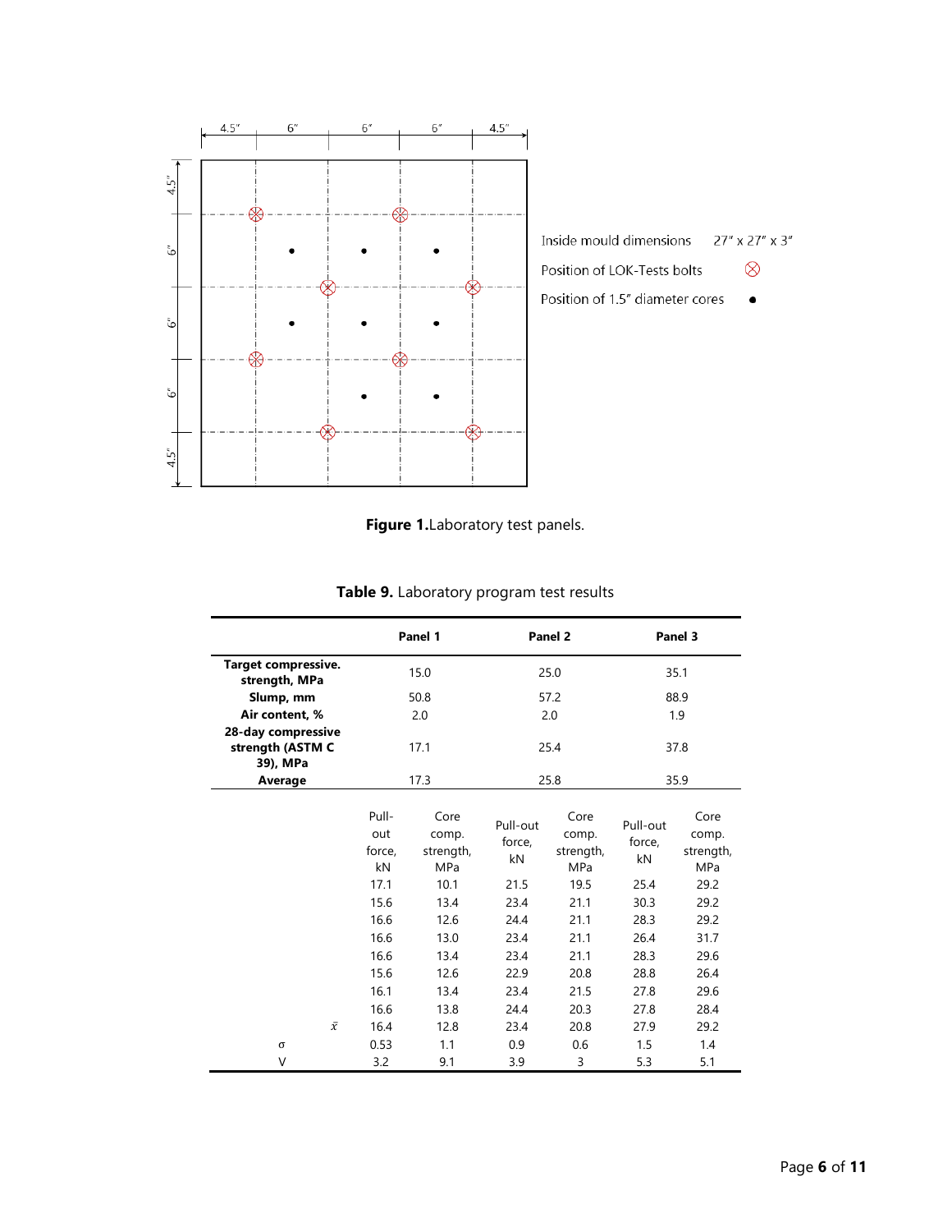Inside mould dimensions 27″ x 27″ x 3″

Position of LOK-Tests bolts ⊗

Position of 1.5″ diameter cores •

**Figure 1.** Laboratory test panels.

**Table 9.** Laboratory program test results

| | Panel 1 | | Panel 2 | | Panel 3 | |
|---|---|---|---|---|---|---|
| **Target compressive. strength, MPa** | 15.0 | | 25.0 | | 35.1 | |
| **Slump, mm** | 50.8 | | 57.2 | | 88.9 | |
| **Air content, %** | 2.0 | | 2.0 | | 1.9 | |
| **28-day compressive strength (ASTM C 39), MPa** | 17.1 | | 25.4 | | 37.8 | |
| **Average** | 17.3 | | 25.8 | | 35.9 | |
| | Pull-out force, kN | Core comp. strength, MPa | Pull-out force, kN | Core comp. strength, MPa | Pull-out force, kN | Core comp. strength, MPa |
| | 17.1 | 10.1 | 21.5 | 19.5 | 25.4 | 29.2 |
| | 15.6 | 13.4 | 23.4 | 21.1 | 30.3 | 29.2 |
| | 16.6 | 12.6 | 24.4 | 21.1 | 28.3 | 29.2 |
| | 16.6 | 13.0 | 23.4 | 21.1 | 26.4 | 31.7 |
| | 16.6 | 13.4 | 23.4 | 21.1 | 28.3 | 29.6 |
| | 15.6 | 12.6 | 22.9 | 20.8 | 28.8 | 26.4 |
| | 16.1 | 13.4 | 23.4 | 21.5 | 27.8 | 29.6 |
| | 16.6 | 13.8 | 24.4 | 20.3 | 27.8 | 28.4 |
| $\bar{x}$ | 16.4 | 12.8 | 23.4 | 20.8 | 27.9 | 29.2 |
| σ | 0.53 | 1.1 | 0.9 | 0.6 | 1.5 | 1.4 |
| V | 3.2 | 9.1 | 3.9 | 3 | 5.3 | 5.1 |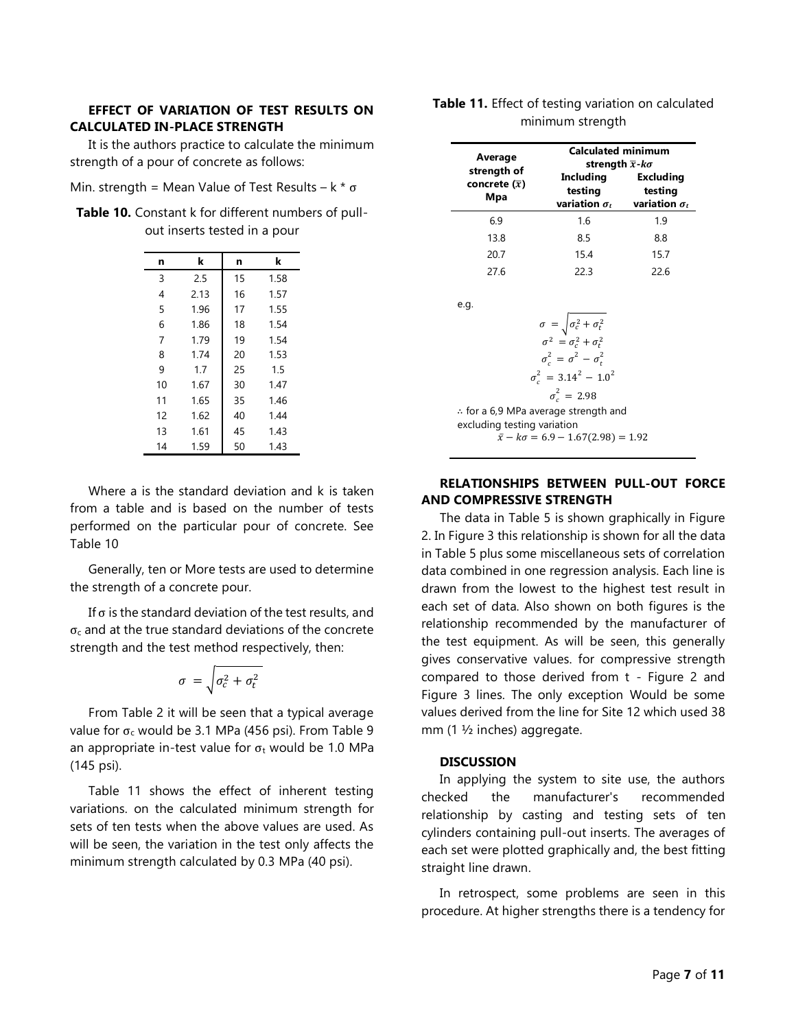### EFFECT OF VARIATION OF TEST RESULTS ON CALCULATED IN-PLACE STRENGTH

It is the authors practice to calculate the minimum strength of a pour of concrete as follows:

Min. strength = Mean Value of Test Results – k * σ

**Table 10.** Constant k for different numbers of pull-out inserts tested in a pour

| n | k | n | k |
|---|---|---|---|
| 3 | 2.5 | 15 | 1.58 |
| 4 | 2.13 | 16 | 1.57 |
| 5 | 1.96 | 17 | 1.55 |
| 6 | 1.86 | 18 | 1.54 |
| 7 | 1.79 | 19 | 1.54 |
| 8 | 1.74 | 20 | 1.53 |
| 9 | 1.7 | 25 | 1.5 |
| 10 | 1.67 | 30 | 1.47 |
| 11 | 1.65 | 35 | 1.46 |
| 12 | 1.62 | 40 | 1.44 |
| 13 | 1.61 | 45 | 1.43 |
| 14 | 1.59 | 50 | 1.43 |

Where a is the standard deviation and k is taken from a table and is based on the number of tests performed on the particular pour of concrete. See Table 10

Generally, ten or More tests are used to determine the strength of a concrete pour.

If σ is the standard deviation of the test results, and $\sigma_c$ and at the true standard deviations of the concrete strength and the test method respectively, then:

$$\sigma = \sqrt{\sigma_c^2 + \sigma_t^2}$$

From Table 2 it will be seen that a typical average value for $\sigma_c$ would be 3.1 MPa (456 psi). From Table 9 an appropriate in-test value for $\sigma_t$ would be 1.0 MPa (145 psi).

Table 11 shows the effect of inherent testing variations. on the calculated minimum strength for sets of ten tests when the above values are used. As will be seen, the variation in the test only affects the minimum strength calculated by 0.3 MPa (40 psi).

**Table 11.** Effect of testing variation on calculated minimum strength

| Average strength of concrete ($\bar{x}$) Mpa | Calculated minimum strength $\bar{x}$-$k\sigma$ | |
|---|---|---|
| | Including testing variation $\sigma_t$ | Excluding testing variation $\sigma_t$ |
| 6.9 | 1.6 | 1.9 |
| 13.8 | 8.5 | 8.8 |
| 20.7 | 15.4 | 15.7 |
| 27.6 | 22.3 | 22.6 |

e.g.

$$\sigma = \sqrt{\sigma_c^2 + \sigma_t^2}$$

$$\sigma^2 = \sigma_c^2 + \sigma_t^2$$

$$\sigma_c^2 = \sigma^2 - \sigma_t^2$$

$$\sigma_c^2 = 3.14^2 - 1.0^2$$

$$\sigma_c^2 = 2.98$$

∴ for a 6,9 MPa average strength and excluding testing variation

$$\bar{x} - k\sigma = 6.9 - 1.67(2.98) = 1.92$$

### RELATIONSHIPS BETWEEN PULL-OUT FORCE AND COMPRESSIVE STRENGTH

The data in Table 5 is shown graphically in Figure 2. In Figure 3 this relationship is shown for all the data in Table 5 plus some miscellaneous sets of correlation data combined in one regression analysis. Each line is drawn from the lowest to the highest test result in each set of data. Also shown on both figures is the relationship recommended by the manufacturer of the test equipment. As will be seen, this generally gives conservative values. for compressive strength compared to those derived from t - Figure 2 and Figure 3 lines. The only exception Would be some values derived from the line for Site 12 which used 38 mm (1 ½ inches) aggregate.

### DISCUSSION

In applying the system to site use, the authors checked the manufacturer's recommended relationship by casting and testing sets of ten cylinders containing pull-out inserts. The averages of each set were plotted graphically and, the best fitting straight line drawn.

In retrospect, some problems are seen in this procedure. At higher strengths there is a tendency for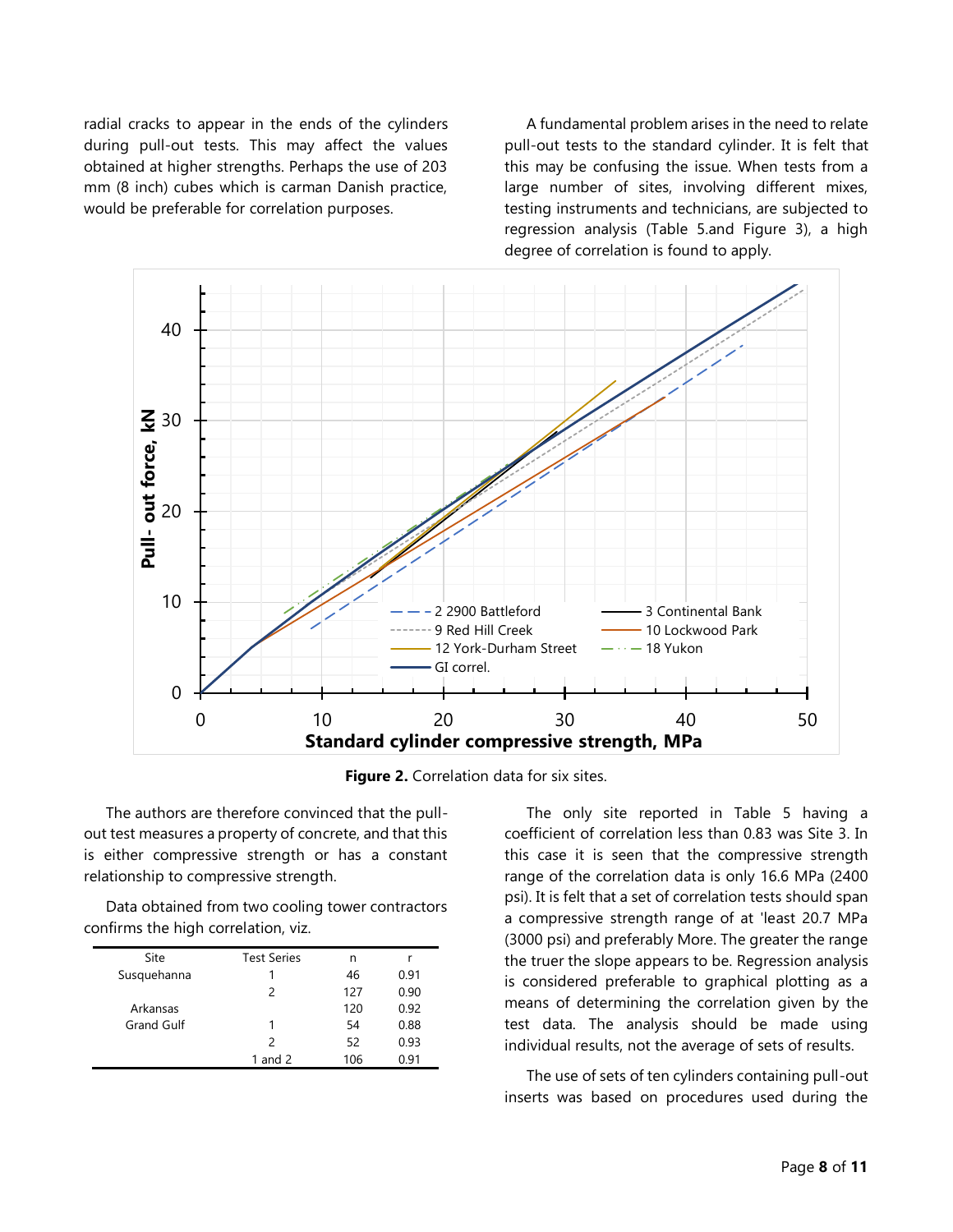radial cracks to appear in the ends of the cylinders during pull-out tests. This may affect the values obtained at higher strengths. Perhaps the use of 203 mm (8 inch) cubes which is carman Danish practice, would be preferable for correlation purposes.

A fundamental problem arises in the need to relate pull-out tests to the standard cylinder. It is felt that this may be confusing the issue. When tests from a large number of sites, involving different mixes, testing instruments and technicians, are subjected to regression analysis (Table 5.and Figure 3), a high degree of correlation is found to apply.

**Figure 2.** Correlation data for six sites.

The authors are therefore convinced that the pull-out test measures a property of concrete, and that this is either compressive strength or has a constant relationship to compressive strength.

Data obtained from two cooling tower contractors confirms the high correlation, viz.

| Site | Test Series | n | r |
|---|---|---|---|
| Susquehanna | 1 | 46 | 0.91 |
| | 2 | 127 | 0.90 |
| Arkansas | | 120 | 0.92 |
| Grand Gulf | 1 | 54 | 0.88 |
| | 2 | 52 | 0.93 |
| | 1 and 2 | 106 | 0.91 |

The only site reported in Table 5 having a coefficient of correlation less than 0.83 was Site 3. In this case it is seen that the compressive strength range of the correlation data is only 16.6 MPa (2400 psi). It is felt that a set of correlation tests should span a compressive strength range of at 'least 20.7 MPa (3000 psi) and preferably More. The greater the range the truer the slope appears to be. Regression analysis is considered preferable to graphical plotting as a means of determining the correlation given by the test data. The analysis should be made using individual results, not the average of sets of results.

The use of sets of ten cylinders containing pull-out inserts was based on procedures used during the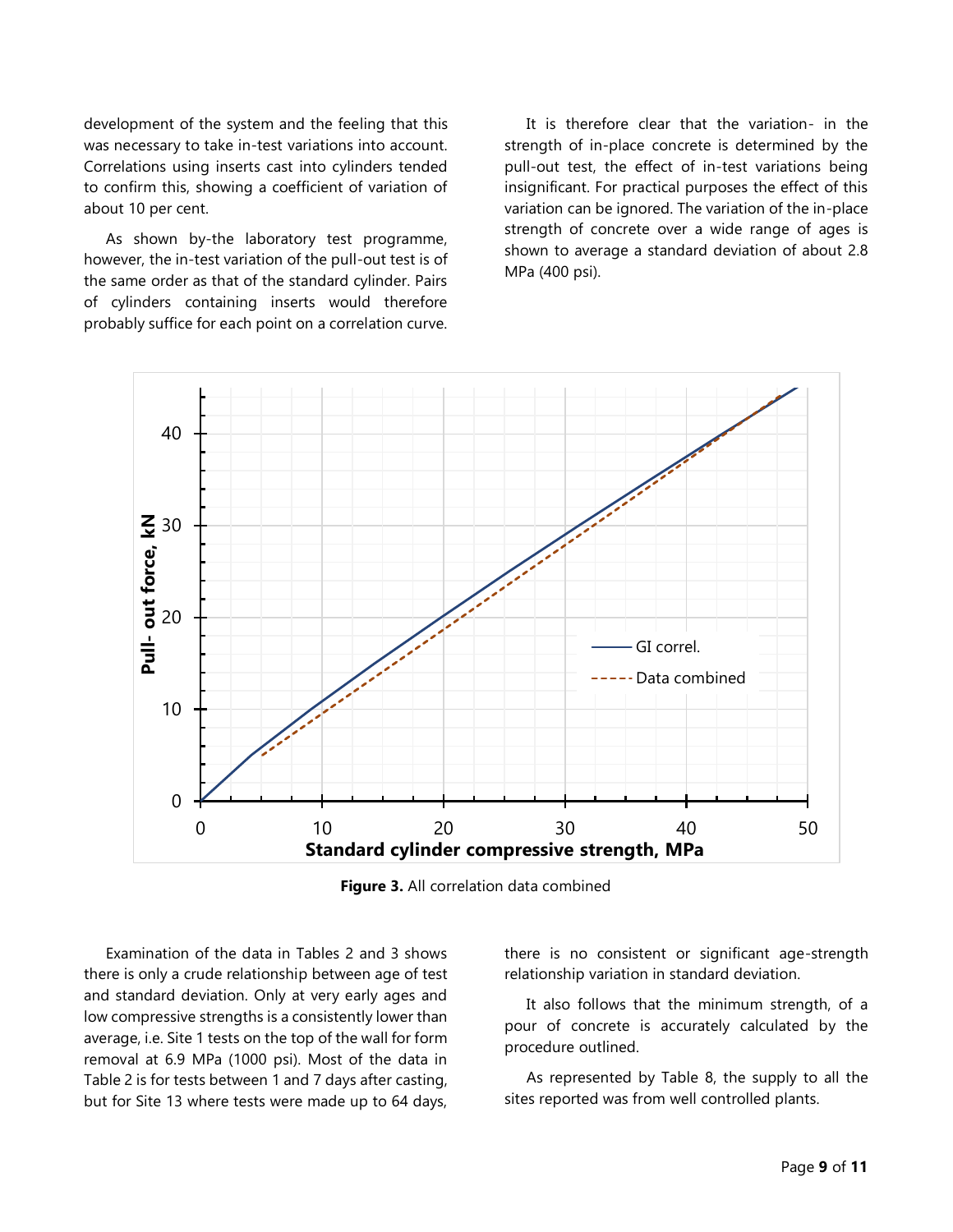development of the system and the feeling that this was necessary to take in-test variations into account. Correlations using inserts cast into cylinders tended to confirm this, showing a coefficient of variation of about 10 per cent.

As shown by-the laboratory test programme, however, the in-test variation of the pull-out test is of the same order as that of the standard cylinder. Pairs of cylinders containing inserts would therefore probably suffice for each point on a correlation curve.

It is therefore clear that the variation- in the strength of in-place concrete is determined by the pull-out test, the effect of in-test variations being insignificant. For practical purposes the effect of this variation can be ignored. The variation of the in-place strength of concrete over a wide range of ages is shown to average a standard deviation of about 2.8 MPa (400 psi).

**Figure 3.** All correlation data combined

Examination of the data in Tables 2 and 3 shows there is only a crude relationship between age of test and standard deviation. Only at very early ages and low compressive strengths is a consistently lower than average, i.e. Site 1 tests on the top of the wall for form removal at 6.9 MPa (1000 psi). Most of the data in Table 2 is for tests between 1 and 7 days after casting, but for Site 13 where tests were made up to 64 days, there is no consistent or significant age-strength relationship variation in standard deviation.

It also follows that the minimum strength, of a pour of concrete is accurately calculated by the procedure outlined.

As represented by Table 8, the supply to all the sites reported was from well controlled plants.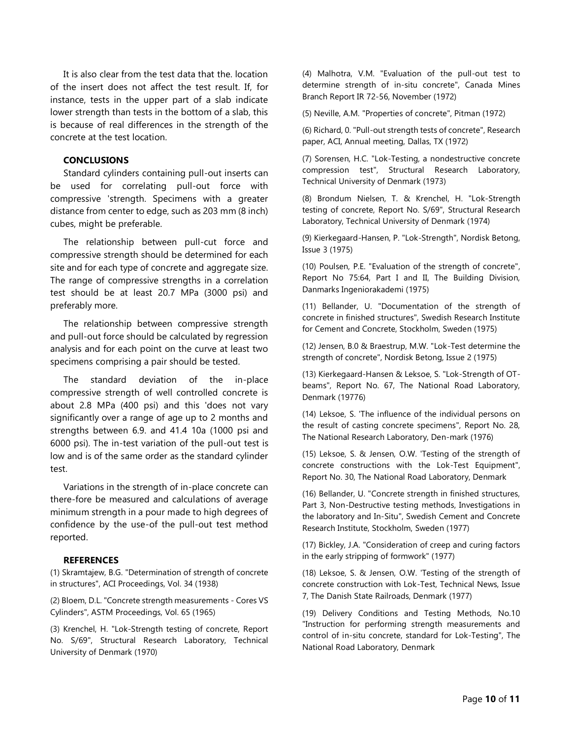It is also clear from the test data that the. location of the insert does not affect the test result. If, for instance, tests in the upper part of a slab indicate lower strength than tests in the bottom of a slab, this is because of real differences in the strength of the concrete at the test location.

## CONCLUSIONS

Standard cylinders containing pull-out inserts can be used for correlating pull-out force with compressive 'strength. Specimens with a greater distance from center to edge, such as 203 mm (8 inch) cubes, might be preferable.

The relationship between pull-cut force and compressive strength should be determined for each site and for each type of concrete and aggregate size. The range of compressive strengths in a correlation test should be at least 20.7 MPa (3000 psi) and preferably more.

The relationship between compressive strength and pull-out force should be calculated by regression analysis and for each point on the curve at least two specimens comprising a pair should be tested.

The standard deviation of the in-place compressive strength of well controlled concrete is about 2.8 MPa (400 psi) and this 'does not vary significantly over a range of age up to 2 months and strengths between 6.9. and 41.4 10a (1000 psi and 6000 psi). The in-test variation of the pull-out test is low and is of the same order as the standard cylinder test.

Variations in the strength of in-place concrete can there-fore be measured and calculations of average minimum strength in a pour made to high degrees of confidence by the use-of the pull-out test method reported.

## REFERENCES

(1) Skramtajew, B.G. "Determination of strength of concrete in structures", ACI Proceedings, Vol. 34 (1938)

(2) Bloem, D.L. "Concrete strength measurements - Cores VS Cylinders", ASTM Proceedings, Vol. 65 (1965)

(3) Krenchel, H. "Lok-Strength testing of concrete, Report No. S/69", Structural Research Laboratory, Technical University of Denmark (1970)

(4) Malhotra, V.M. "Evaluation of the pull-out test to determine strength of in-situ concrete", Canada Mines Branch Report IR 72-56, November (1972)

(5) Neville, A.M. "Properties of concrete", Pitman (1972)

(6) Richard, 0. "Pull-out strength tests of concrete", Research paper, ACI, Annual meeting, Dallas, TX (1972)

(7) Sorensen, H.C. "Lok-Testing, a nondestructive concrete compression test", Structural Research Laboratory, Technical University of Denmark (1973)

(8) Brondum Nielsen, T. & Krenchel, H. "Lok-Strength testing of concrete, Report No. S/69", Structural Research Laboratory, Technical University of Denmark (1974)

(9) Kierkegaard-Hansen, P. "Lok-Strength", Nordisk Betong, Issue 3 (1975)

(10) Poulsen, P.E. "Evaluation of the strength of concrete", Report No 75:64, Part I and II, The Building Division, Danmarks Ingeniorakademi (1975)

(11) Bellander, U. "Documentation of the strength of concrete in finished structures", Swedish Research Institute for Cement and Concrete, Stockholm, Sweden (1975)

(12) Jensen, B.0 & Braestrup, M.W. "Lok-Test determine the strength of concrete", Nordisk Betong, Issue 2 (1975)

(13) Kierkegaard-Hansen & Leksoe, S. "Lok-Strength of OT-beams", Report No. 67, The National Road Laboratory, Denmark (19776)

(14) Leksoe, S. 'The influence of the individual persons on the result of casting concrete specimens", Report No. 28, The National Research Laboratory, Den-mark (1976)

(15) Leksoe, S. & Jensen, O.W. 'Testing of the strength of concrete constructions with the Lok-Test Equipment", Report No. 30, The National Road Laboratory, Denmark

(16) Bellander, U. "Concrete strength in finished structures, Part 3, Non-Destructive testing methods, Investigations in the laboratory and In-Situ", Swedish Cement and Concrete Research Institute, Stockholm, Sweden (1977)

(17) Bickley, J.A. "Consideration of creep and curing factors in the early stripping of formwork" (1977)

(18) Leksoe, S. & Jensen, O.W. 'Testing of the strength of concrete construction with Lok-Test, Technical News, Issue 7, The Danish State Railroads, Denmark (1977)

(19) Delivery Conditions and Testing Methods, No.10 "Instruction for performing strength measurements and control of in-situ concrete, standard for Lok-Testing", The National Road Laboratory, Denmark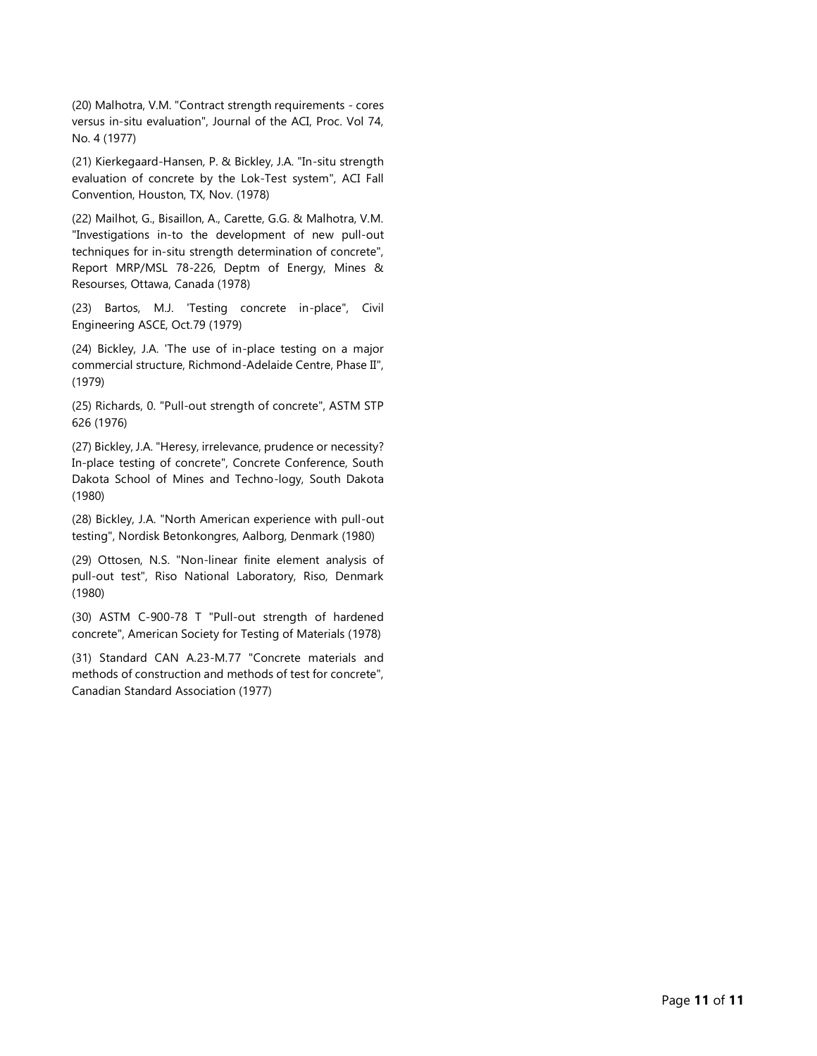(20) Malhotra, V.M. "Contract strength requirements - cores versus in-situ evaluation", Journal of the ACI, Proc. Vol 74, No. 4 (1977)

(21) Kierkegaard-Hansen, P. & Bickley, J.A. "In-situ strength evaluation of concrete by the Lok-Test system", ACI Fall Convention, Houston, TX, Nov. (1978)

(22) Mailhot, G., Bisaillon, A., Carette, G.G. & Malhotra, V.M. "Investigations in-to the development of new pull-out techniques for in-situ strength determination of concrete", Report MRP/MSL 78-226, Deptm of Energy, Mines & Resourses, Ottawa, Canada (1978)

(23) Bartos, M.J. 'Testing concrete in-place", Civil Engineering ASCE, Oct.79 (1979)

(24) Bickley, J.A. 'The use of in-place testing on a major commercial structure, Richmond-Adelaide Centre, Phase II", (1979)

(25) Richards, 0. "Pull-out strength of concrete", ASTM STP 626 (1976)

(27) Bickley, J.A. "Heresy, irrelevance, prudence or necessity? In-place testing of concrete", Concrete Conference, South Dakota School of Mines and Techno-logy, South Dakota (1980)

(28) Bickley, J.A. "North American experience with pull-out testing", Nordisk Betonkongres, Aalborg, Denmark (1980)

(29) Ottosen, N.S. "Non-linear finite element analysis of pull-out test", Riso National Laboratory, Riso, Denmark (1980)

(30) ASTM C-900-78 T "Pull-out strength of hardened concrete", American Society for Testing of Materials (1978)

(31) Standard CAN A.23-M.77 "Concrete materials and methods of construction and methods of test for concrete", Canadian Standard Association (1977)